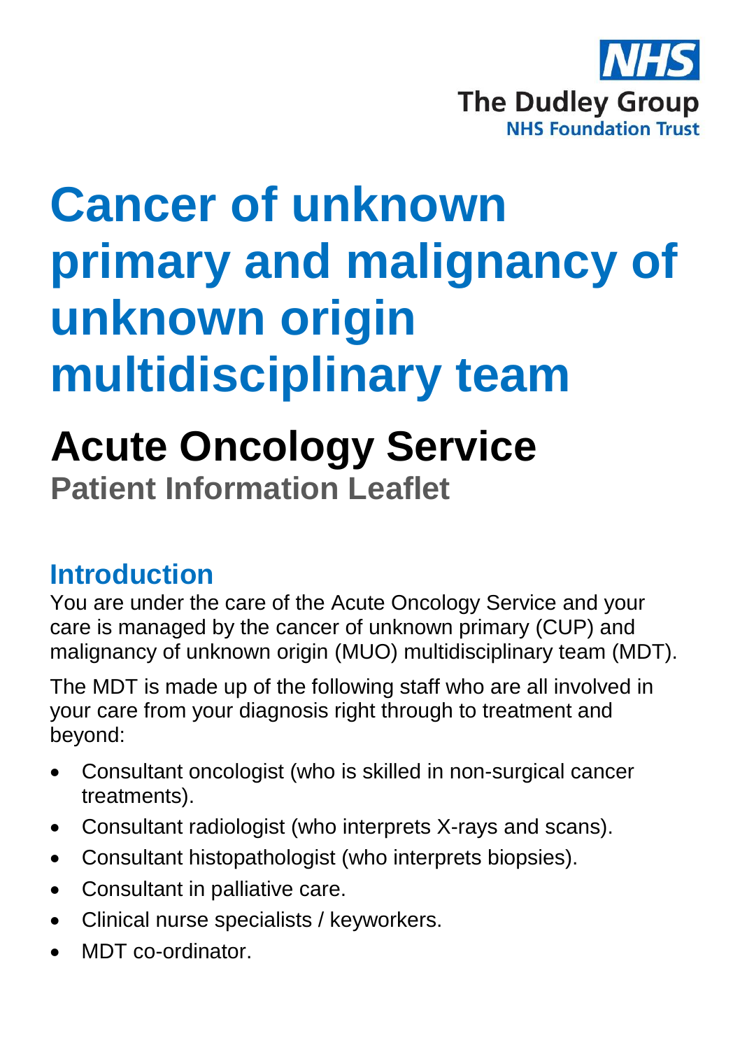NHS
The Dudley Group
NHS Foundation Trust

# Cancer of unknown primary and malignancy of unknown origin multidisciplinary team

## Acute Oncology Service

### Patient Information Leaflet

## Introduction

You are under the care of the Acute Oncology Service and your care is managed by the cancer of unknown primary (CUP) and malignancy of unknown origin (MUO) multidisciplinary team (MDT).

The MDT is made up of the following staff who are all involved in your care from your diagnosis right through to treatment and beyond:

- Consultant oncologist (who is skilled in non-surgical cancer treatments).
- Consultant radiologist (who interprets X-rays and scans).
- Consultant histopathologist (who interprets biopsies).
- Consultant in palliative care.
- Clinical nurse specialists / keyworkers.
- MDT co-ordinator.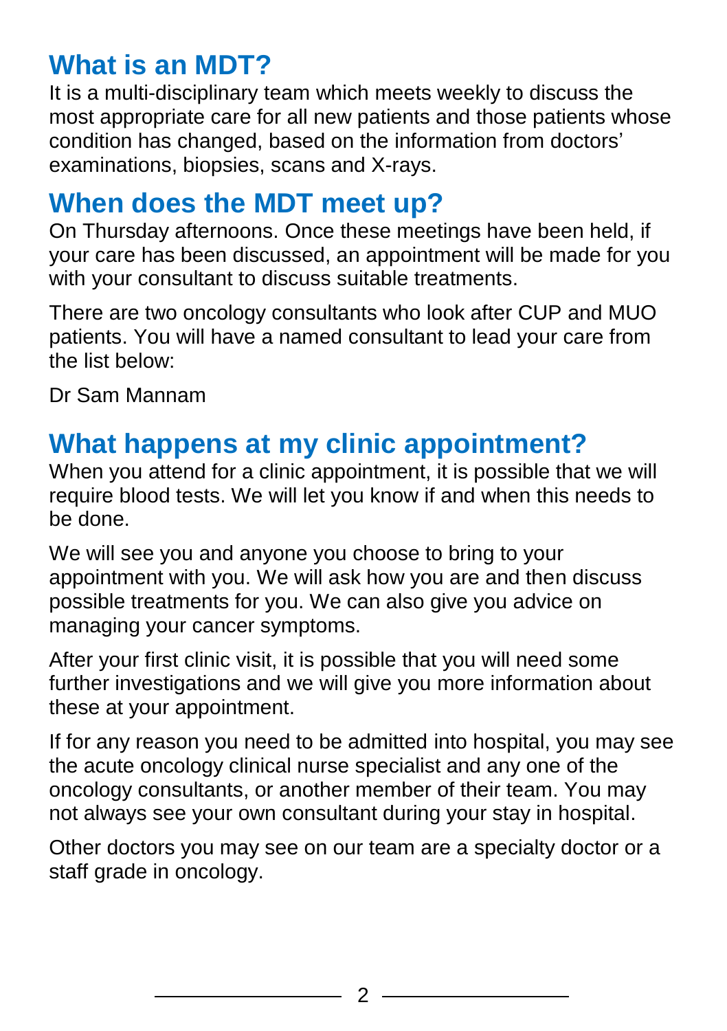## What is an MDT?

It is a multi-disciplinary team which meets weekly to discuss the most appropriate care for all new patients and those patients whose condition has changed, based on the information from doctors' examinations, biopsies, scans and X-rays.

## When does the MDT meet up?

On Thursday afternoons. Once these meetings have been held, if your care has been discussed, an appointment will be made for you with your consultant to discuss suitable treatments.

There are two oncology consultants who look after CUP and MUO patients. You will have a named consultant to lead your care from the list below:

Dr Sam Mannam

## What happens at my clinic appointment?

When you attend for a clinic appointment, it is possible that we will require blood tests. We will let you know if and when this needs to be done.

We will see you and anyone you choose to bring to your appointment with you. We will ask how you are and then discuss possible treatments for you. We can also give you advice on managing your cancer symptoms.

After your first clinic visit, it is possible that you will need some further investigations and we will give you more information about these at your appointment.

If for any reason you need to be admitted into hospital, you may see the acute oncology clinical nurse specialist and any one of the oncology consultants, or another member of their team. You may not always see your own consultant during your stay in hospital.

Other doctors you may see on our team are a specialty doctor or a staff grade in oncology.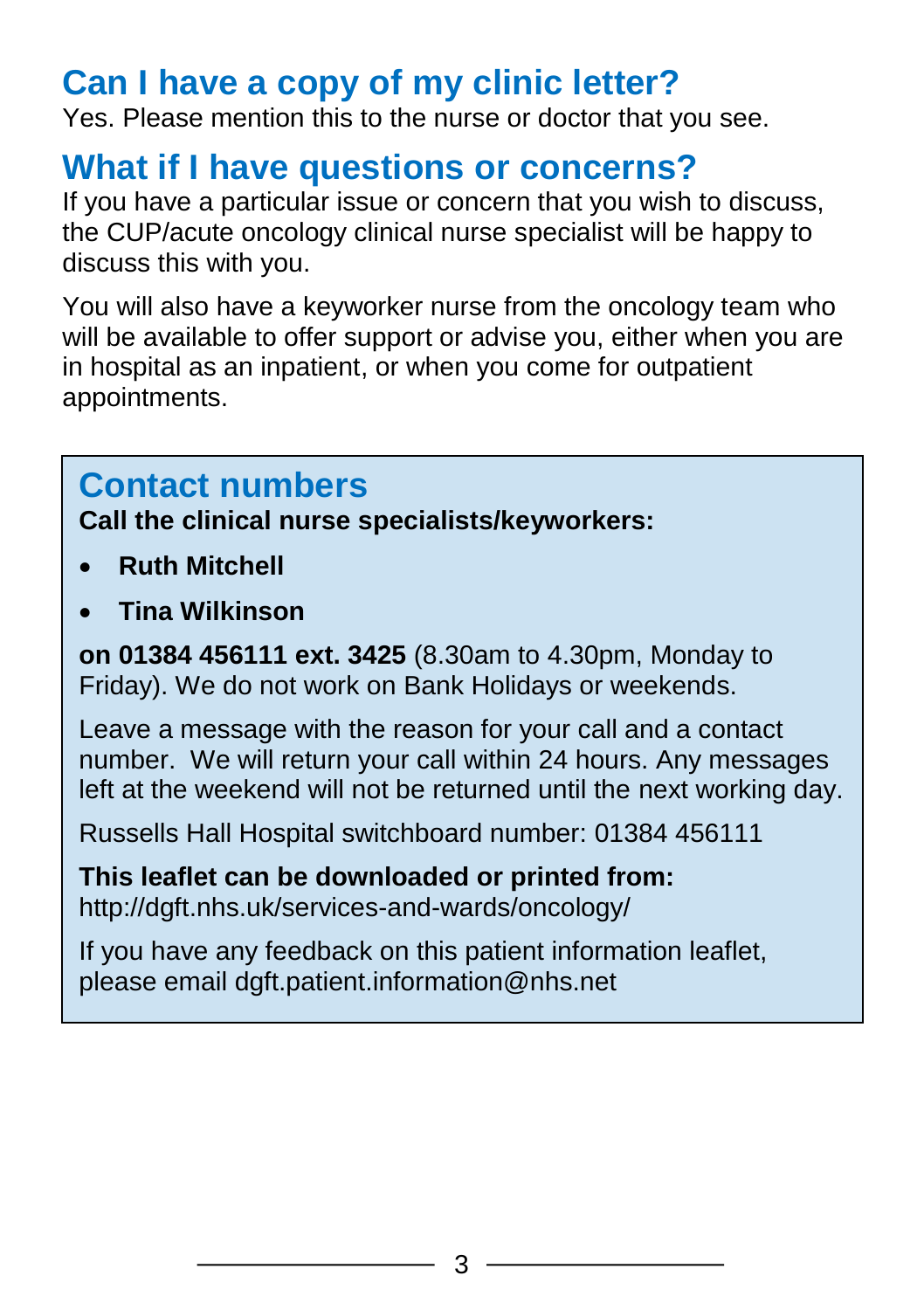## Can I have a copy of my clinic letter?

Yes. Please mention this to the nurse or doctor that you see.

## What if I have questions or concerns?

If you have a particular issue or concern that you wish to discuss, the CUP/acute oncology clinical nurse specialist will be happy to discuss this with you.

You will also have a keyworker nurse from the oncology team who will be available to offer support or advise you, either when you are in hospital as an inpatient, or when you come for outpatient appointments.

## Contact numbers

**Call the clinical nurse specialists/keyworkers:**

- **Ruth Mitchell**
- **Tina Wilkinson**

**on 01384 456111 ext. 3425** (8.30am to 4.30pm, Monday to Friday). We do not work on Bank Holidays or weekends.

Leave a message with the reason for your call and a contact number. We will return your call within 24 hours. Any messages left at the weekend will not be returned until the next working day.

Russells Hall Hospital switchboard number: 01384 456111

**This leaflet can be downloaded or printed from:**
http://dgft.nhs.uk/services-and-wards/oncology/

If you have any feedback on this patient information leaflet, please email dgft.patient.information@nhs.net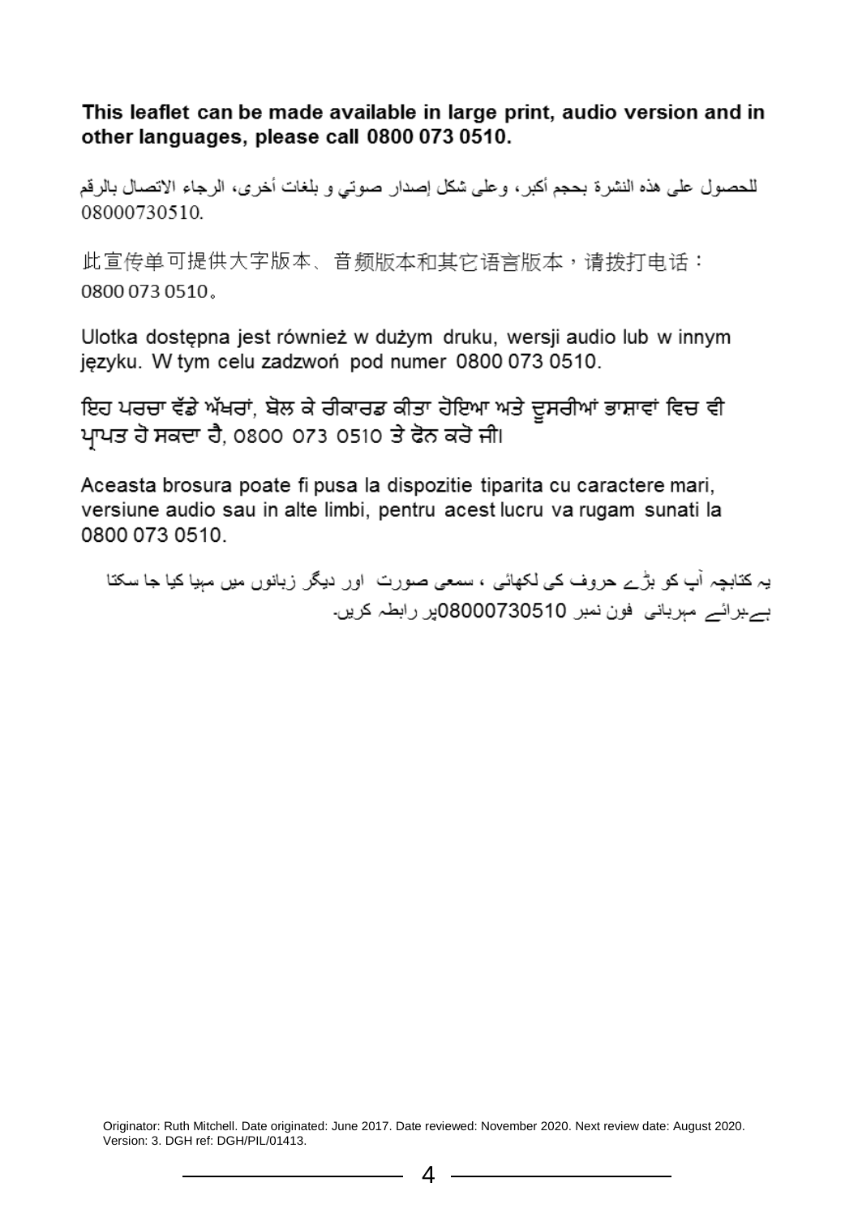**This leaflet can be made available in large print, audio version and in other languages, please call 0800 073 0510.**

للحصول على هذه النشرة بحجم أكبر، وعلى شكل إصدار صوتي و بلغات أخرى، الرجاء الاتصال بالرقم 08000730510.

此宣传单可提供大字版本、音频版本和其它语言版本，请拨打电话：0800 073 0510。

Ulotka dostępna jest również w dużym druku, wersji audio lub w innym języku. W tym celu zadzwoń pod numer 0800 073 0510.

ਇਹ ਪਰਚਾ ਵੱਡੇ ਅੱਖਰਾਂ, ਬੋਲ ਕੇ ਰੀਕਾਰਡ ਕੀਤਾ ਹੋਇਆ ਅਤੇ ਦੂਸਰੀਆਂ ਭਾਸ਼ਾਵਾਂ ਵਿਚ ਵੀ ਪ੍ਰਾਪਤ ਹੋ ਸਕਦਾ ਹੈ, 0800 073 0510 ਤੇ ਫੋਨ ਕਰੋ ਜੀ।

Aceasta brosura poate fi pusa la dispozitie tiparita cu caractere mari, versiune audio sau in alte limbi, pentru acest lucru va rugam sunati la 0800 073 0510.

یہ کتابچہ آپ کو بڑے حروف کی لکھائی ، سمعی صورت اور دیگر زبانوں میں مہیا کیا جا سکتا ہے۔برائے مہربانی فون نمبر 08000730510پر رابطہ کریں۔

Originator: Ruth Mitchell. Date originated: June 2017. Date reviewed: November 2020. Next review date: August 2020. Version: 3. DGH ref: DGH/PIL/01413.